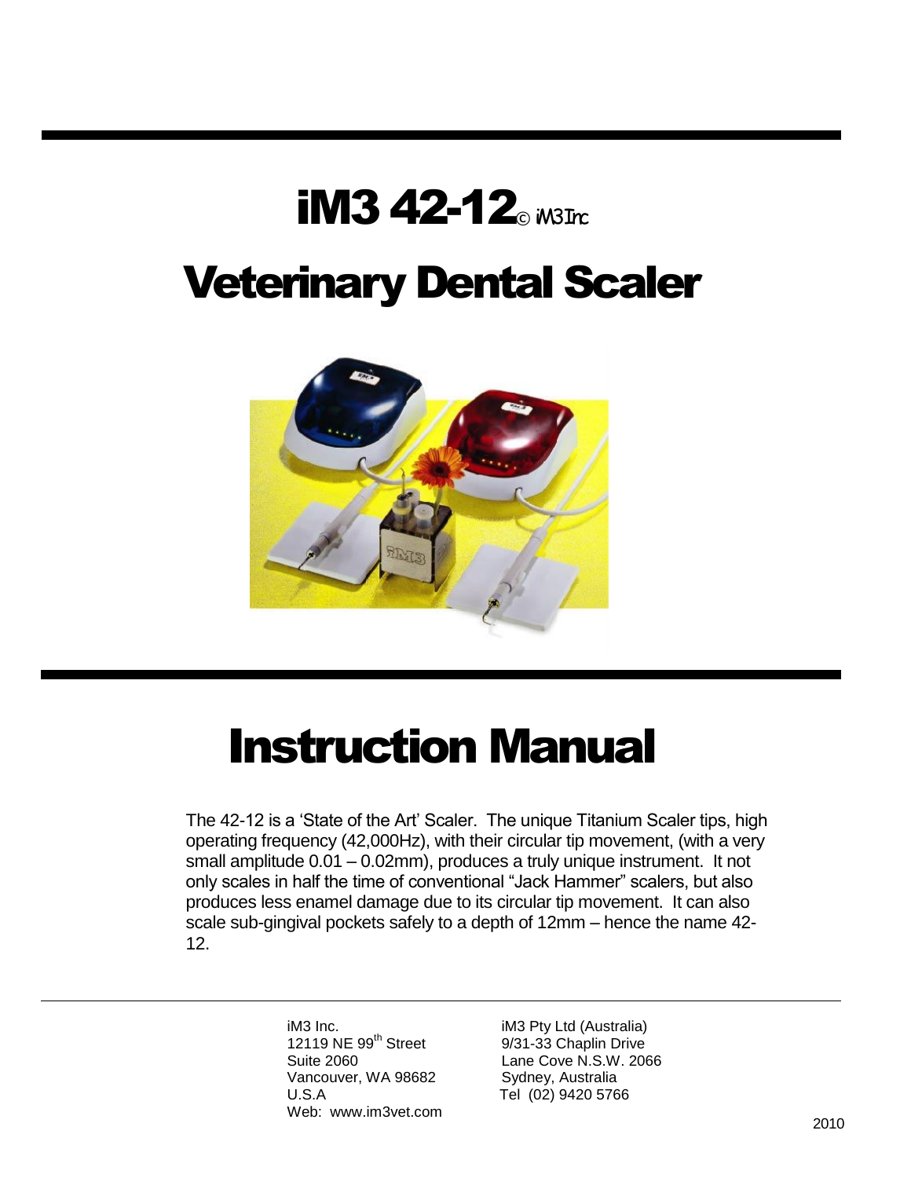# iM3 42-12© iM3 Inc

# Veterinary Dental Scaler

# Instruction Manual

The 42-12 is a 'State of the Art' Scaler. The unique Titanium Scaler tips, high operating frequency (42,000Hz), with their circular tip movement, (with a very small amplitude 0.01 – 0.02mm), produces a truly unique instrument. It not only scales in half the time of conventional "Jack Hammer" scalers, but also produces less enamel damage due to its circular tip movement. It can also scale sub-gingival pockets safely to a depth of 12mm – hence the name 42-12.

---

iM3 Inc.
12119 NE 99th Street
Suite 2060
Vancouver, WA 98682
U.S.A
Web: www.im3vet.com

iM3 Pty Ltd (Australia)
9/31-33 Chaplin Drive
Lane Cove N.S.W. 2066
Sydney, Australia
Tel (02) 9420 5766

2010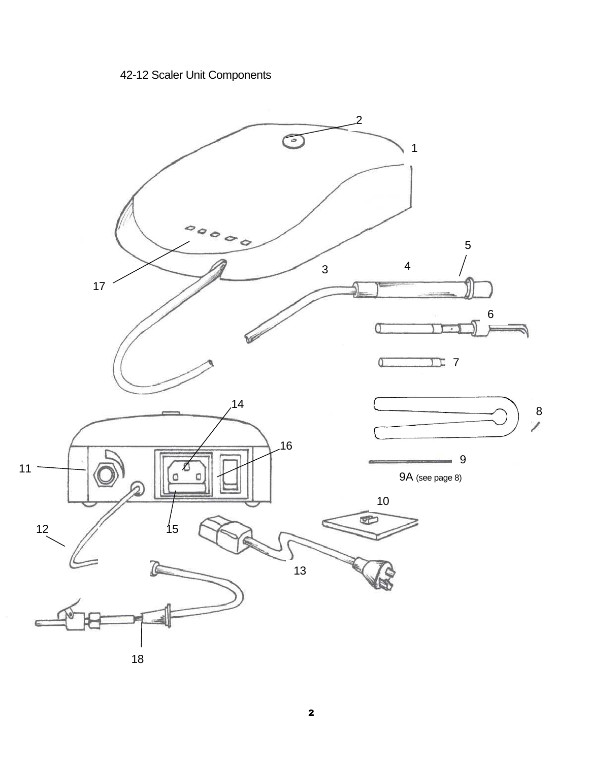42-12 Scaler Unit Components

2

1

5

4

3

17

6

7

14

8

16

9

11

9A (see page 8)

10

12

15

13

18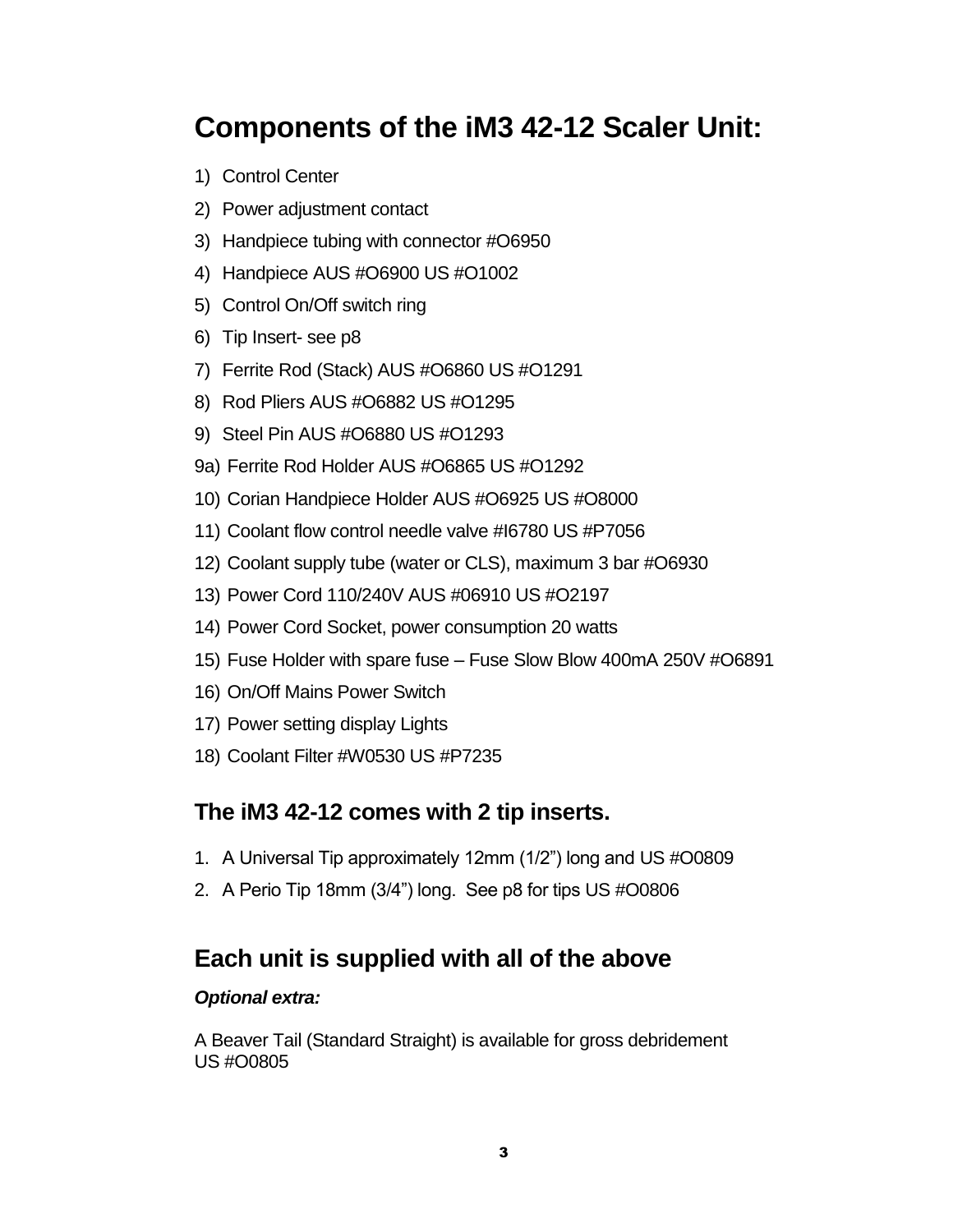# Components of the iM3 42-12 Scaler Unit:

1) Control Center
2) Power adjustment contact
3) Handpiece tubing with connector #O6950
4) Handpiece AUS #O6900 US #O1002
5) Control On/Off switch ring
6) Tip Insert- see p8
7) Ferrite Rod (Stack) AUS #O6860 US #O1291
8) Rod Pliers AUS #O6882 US #O1295
9) Steel Pin AUS #O6880 US #O1293

9a) Ferrite Rod Holder AUS #O6865 US #O1292

10) Corian Handpiece Holder AUS #O6925 US #O8000
11) Coolant flow control needle valve #I6780 US #P7056
12) Coolant supply tube (water or CLS), maximum 3 bar #O6930
13) Power Cord 110/240V AUS #06910 US #O2197
14) Power Cord Socket, power consumption 20 watts
15) Fuse Holder with spare fuse – Fuse Slow Blow 400mA 250V #O6891
16) On/Off Mains Power Switch
17) Power setting display Lights
18) Coolant Filter #W0530 US #P7235

## The iM3 42-12 comes with 2 tip inserts.

1. A Universal Tip approximately 12mm (1/2") long and US #O0809
2. A Perio Tip 18mm (3/4") long. See p8 for tips US #O0806

## Each unit is supplied with all of the above

***Optional extra:***

A Beaver Tail (Standard Straight) is available for gross debridement
US #O0805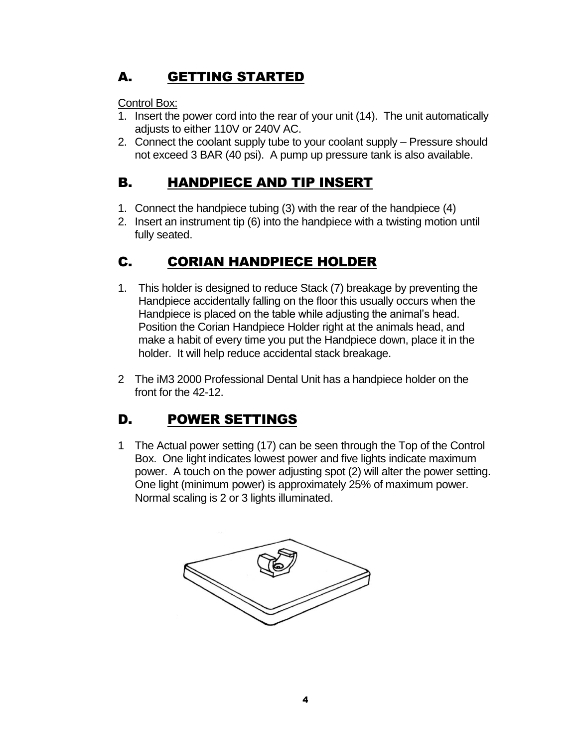## A. GETTING STARTED

Control Box:

1. Insert the power cord into the rear of your unit (14). The unit automatically adjusts to either 110V or 240V AC.
2. Connect the coolant supply tube to your coolant supply – Pressure should not exceed 3 BAR (40 psi). A pump up pressure tank is also available.

## B. HANDPIECE AND TIP INSERT

1. Connect the handpiece tubing (3) with the rear of the handpiece (4)
2. Insert an instrument tip (6) into the handpiece with a twisting motion until fully seated.

## C. CORIAN HANDPIECE HOLDER

1. This holder is designed to reduce Stack (7) breakage by preventing the Handpiece accidentally falling on the floor this usually occurs when the Handpiece is placed on the table while adjusting the animal's head. Position the Corian Handpiece Holder right at the animals head, and make a habit of every time you put the Handpiece down, place it in the holder. It will help reduce accidental stack breakage.

2 The iM3 2000 Professional Dental Unit has a handpiece holder on the front for the 42-12.

## D. POWER SETTINGS

1 The Actual power setting (17) can be seen through the Top of the Control Box. One light indicates lowest power and five lights indicate maximum power. A touch on the power adjusting spot (2) will alter the power setting. One light (minimum power) is approximately 25% of maximum power. Normal scaling is 2 or 3 lights illuminated.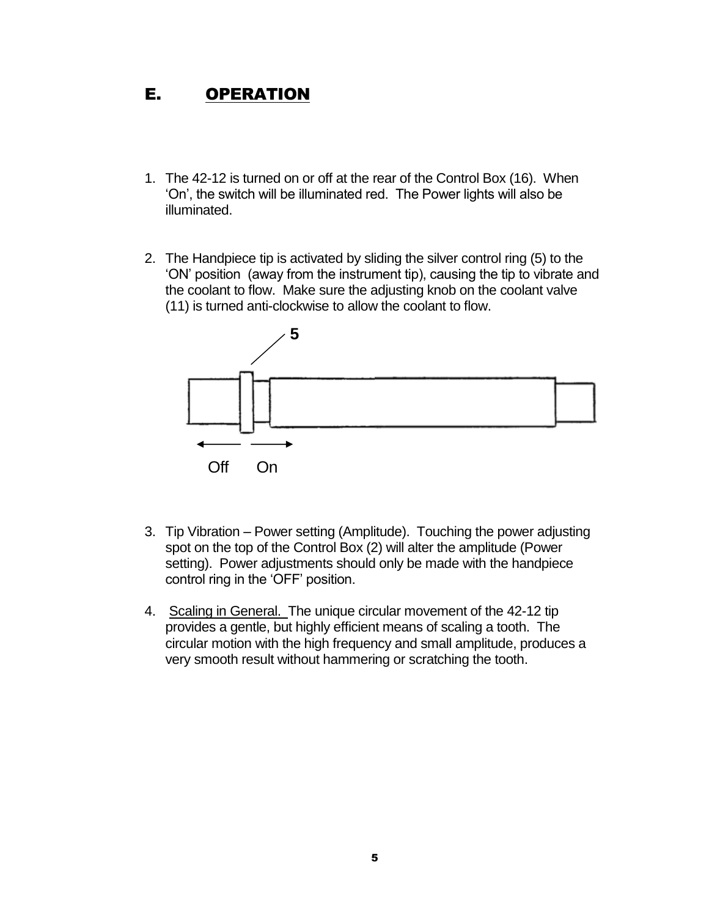## E. OPERATION

1. The 42-12 is turned on or off at the rear of the Control Box (16). When 'On', the switch will be illuminated red. The Power lights will also be illuminated.

2. The Handpiece tip is activated by sliding the silver control ring (5) to the 'ON' position (away from the instrument tip), causing the tip to vibrate and the coolant to flow. Make sure the adjusting knob on the coolant valve (11) is turned anti-clockwise to allow the coolant to flow.

5

Off On

3. Tip Vibration – Power setting (Amplitude). Touching the power adjusting spot on the top of the Control Box (2) will alter the amplitude (Power setting). Power adjustments should only be made with the handpiece control ring in the 'OFF' position.

4. Scaling in General. The unique circular movement of the 42-12 tip provides a gentle, but highly efficient means of scaling a tooth. The circular motion with the high frequency and small amplitude, produces a very smooth result without hammering or scratching the tooth.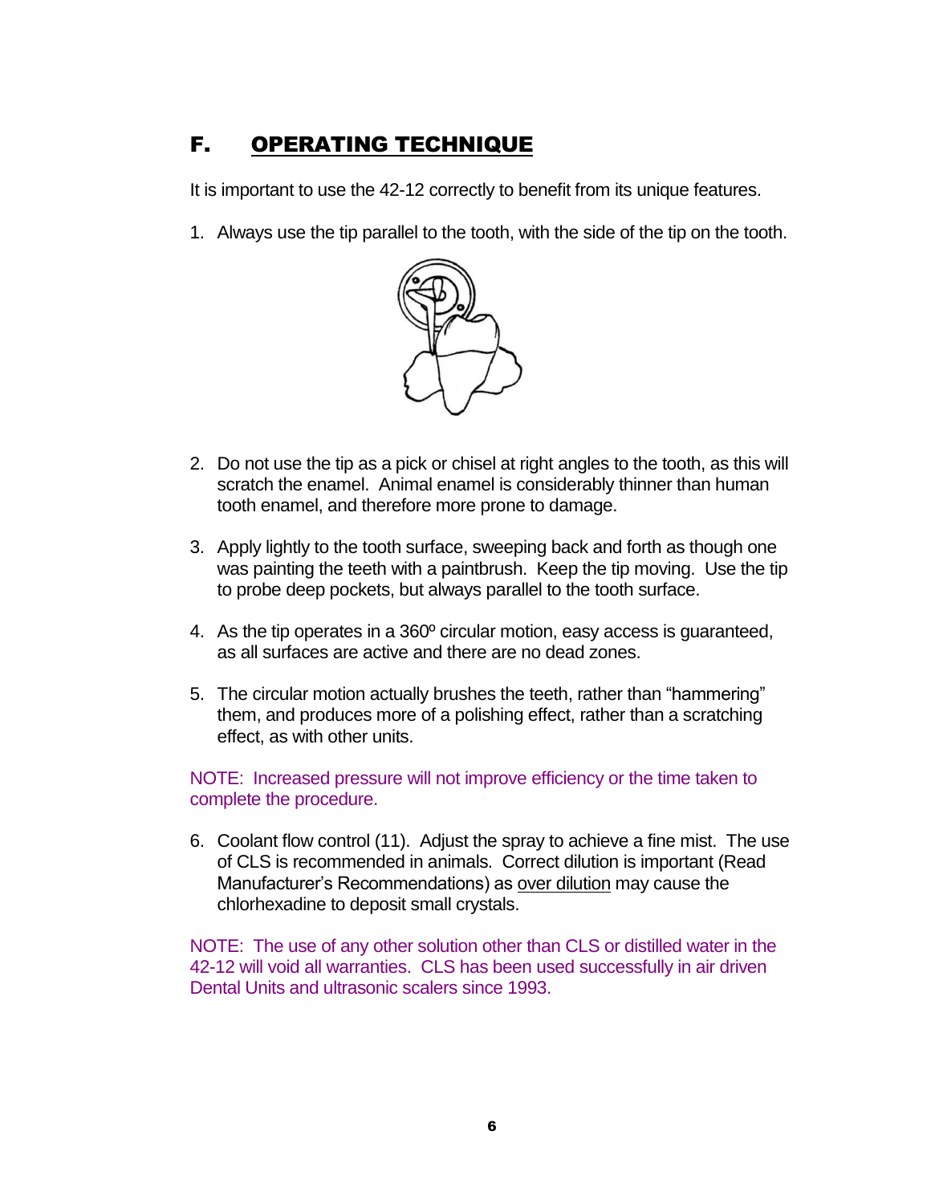## F. OPERATING TECHNIQUE

It is important to use the 42-12 correctly to benefit from its unique features.

1. Always use the tip parallel to the tooth, with the side of the tip on the tooth.

2. Do not use the tip as a pick or chisel at right angles to the tooth, as this will scratch the enamel. Animal enamel is considerably thinner than human tooth enamel, and therefore more prone to damage.

3. Apply lightly to the tooth surface, sweeping back and forth as though one was painting the teeth with a paintbrush. Keep the tip moving. Use the tip to probe deep pockets, but always parallel to the tooth surface.

4. As the tip operates in a 360º circular motion, easy access is guaranteed, as all surfaces are active and there are no dead zones.

5. The circular motion actually brushes the teeth, rather than "hammering" them, and produces more of a polishing effect, rather than a scratching effect, as with other units.

NOTE: Increased pressure will not improve efficiency or the time taken to complete the procedure.

6. Coolant flow control (11). Adjust the spray to achieve a fine mist. The use of CLS is recommended in animals. Correct dilution is important (Read Manufacturer's Recommendations) as <u>over dilution</u> may cause the chlorhexadine to deposit small crystals.

NOTE: The use of any other solution other than CLS or distilled water in the 42-12 will void all warranties. CLS has been used successfully in air driven Dental Units and ultrasonic scalers since 1993.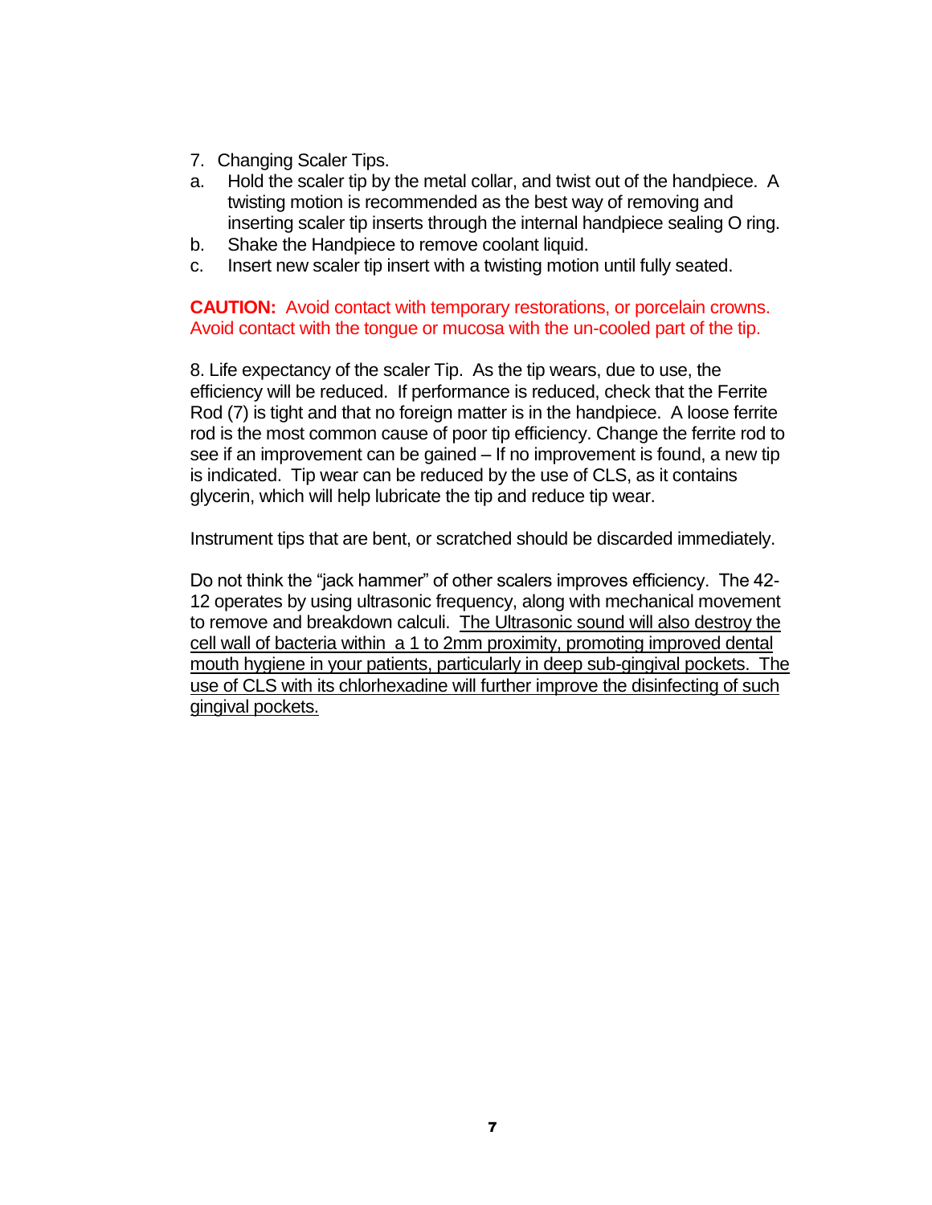7. Changing Scaler Tips.

a. Hold the scaler tip by the metal collar, and twist out of the handpiece. A twisting motion is recommended as the best way of removing and inserting scaler tip inserts through the internal handpiece sealing O ring.

b. Shake the Handpiece to remove coolant liquid.

c. Insert new scaler tip insert with a twisting motion until fully seated.

**CAUTION:** Avoid contact with temporary restorations, or porcelain crowns. Avoid contact with the tongue or mucosa with the un-cooled part of the tip.

8. Life expectancy of the scaler Tip. As the tip wears, due to use, the efficiency will be reduced. If performance is reduced, check that the Ferrite Rod (7) is tight and that no foreign matter is in the handpiece. A loose ferrite rod is the most common cause of poor tip efficiency. Change the ferrite rod to see if an improvement can be gained – If no improvement is found, a new tip is indicated. Tip wear can be reduced by the use of CLS, as it contains glycerin, which will help lubricate the tip and reduce tip wear.

Instrument tips that are bent, or scratched should be discarded immediately.

Do not think the "jack hammer" of other scalers improves efficiency. The 42-12 operates by using ultrasonic frequency, along with mechanical movement to remove and breakdown calculi. <u>The Ultrasonic sound will also destroy the cell wall of bacteria within a 1 to 2mm proximity, promoting improved dental mouth hygiene in your patients, particularly in deep sub-gingival pockets. The use of CLS with its chlorhexadine will further improve the disinfecting of such gingival pockets.</u>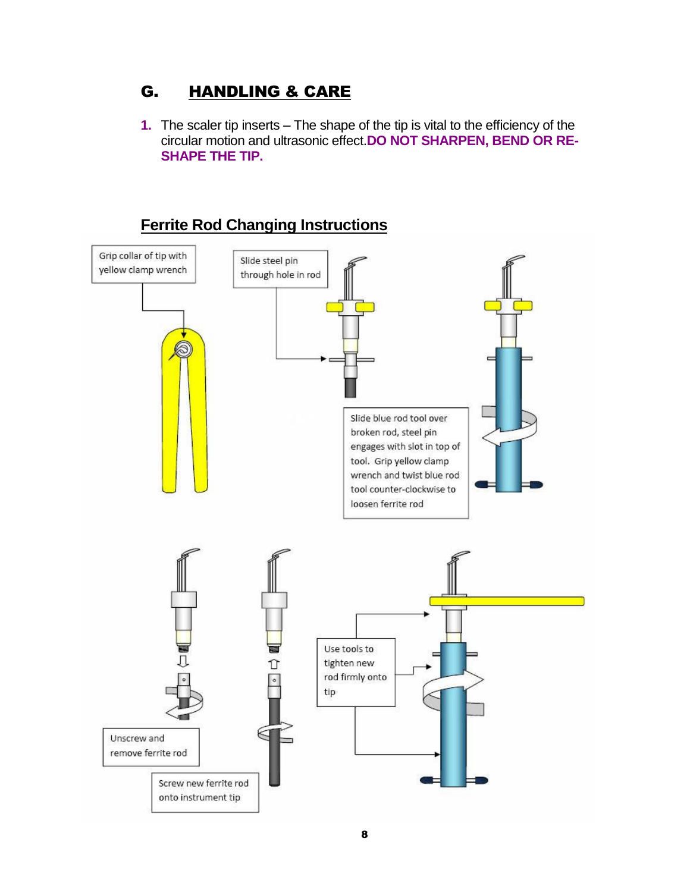## G. HANDLING & CARE

1. The scaler tip inserts – The shape of the tip is vital to the efficiency of the circular motion and ultrasonic effect.**DO NOT SHARPEN, BEND OR RE-SHAPE THE TIP.**

## Ferrite Rod Changing Instructions

Grip collar of tip with yellow clamp wrench

Slide steel pin through hole in rod

Slide blue rod tool over broken rod, steel pin engages with slot in top of tool. Grip yellow clamp wrench and twist blue rod tool counter-clockwise to loosen ferrite rod

Unscrew and remove ferrite rod

Screw new ferrite rod onto instrument tip

Use tools to tighten new rod firmly onto tip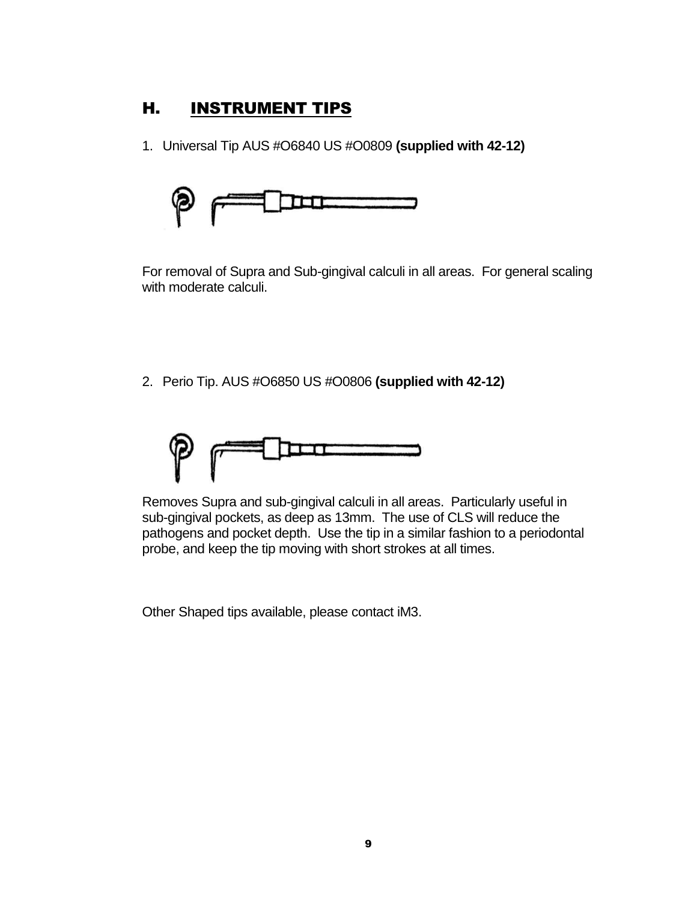## H. INSTRUMENT TIPS

1. Universal Tip AUS #O6840 US #O0809 **(supplied with 42-12)**

For removal of Supra and Sub-gingival calculi in all areas. For general scaling with moderate calculi.

2. Perio Tip. AUS #O6850 US #O0806 **(supplied with 42-12)**

Removes Supra and sub-gingival calculi in all areas. Particularly useful in sub-gingival pockets, as deep as 13mm. The use of CLS will reduce the pathogens and pocket depth. Use the tip in a similar fashion to a periodontal probe, and keep the tip moving with short strokes at all times.

Other Shaped tips available, please contact iM3.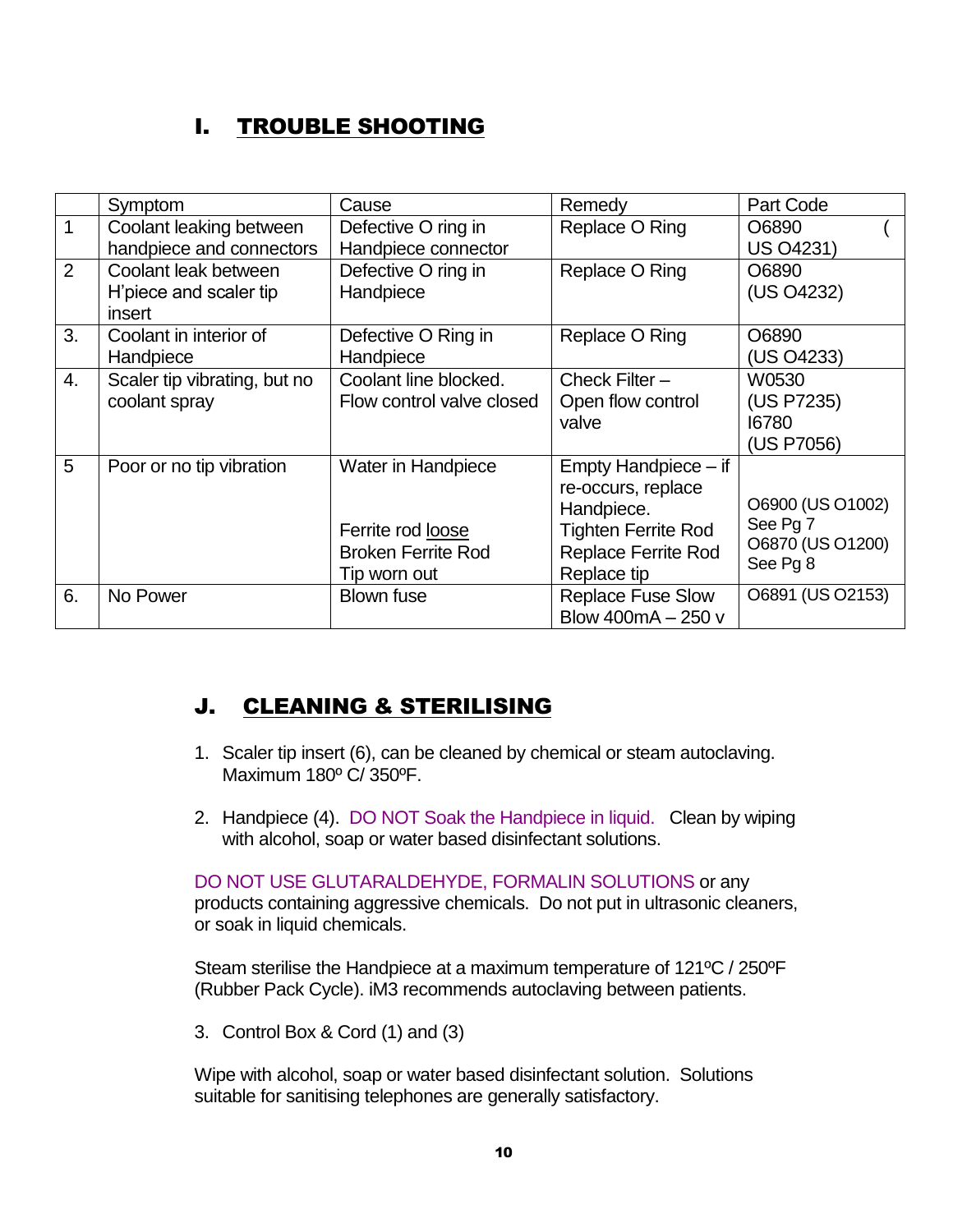## I. TROUBLE SHOOTING

| | Symptom | Cause | Remedy | Part Code |
|---|---|---|---|---|
| 1 | Coolant leaking between handpiece and connectors | Defective O ring in Handpiece connector | Replace O Ring | O6890 (US O4231) |
| 2 | Coolant leak between H'piece and scaler tip insert | Defective O ring in Handpiece | Replace O Ring | O6890 (US O4232) |
| 3. | Coolant in interior of Handpiece | Defective O Ring in Handpiece | Replace O Ring | O6890 (US O4233) |
| 4. | Scaler tip vibrating, but no coolant spray | Coolant line blocked. Flow control valve closed | Check Filter – Open flow control valve | W0530 (US P7235) I6780 (US P7056) |
| 5 | Poor or no tip vibration | Water in Handpiece<br><br>Ferrite rod loose<br>Broken Ferrite Rod<br>Tip worn out | Empty Handpiece – if re-occurs, replace Handpiece.<br>Tighten Ferrite Rod<br>Replace Ferrite Rod<br>Replace tip | O6900 (US O1002)<br>See Pg 7<br>O6870 (US O1200)<br>See Pg 8 |
| 6. | No Power | Blown fuse | Replace Fuse Slow Blow 400mA – 250 v | O6891 (US O2153) |

## J. CLEANING & STERILISING

1. Scaler tip insert (6), can be cleaned by chemical or steam autoclaving. Maximum 180º C/ 350ºF.

2. Handpiece (4). DO NOT Soak the Handpiece in liquid. Clean by wiping with alcohol, soap or water based disinfectant solutions.

DO NOT USE GLUTARALDEHYDE, FORMALIN SOLUTIONS or any products containing aggressive chemicals. Do not put in ultrasonic cleaners, or soak in liquid chemicals.

Steam sterilise the Handpiece at a maximum temperature of 121ºC / 250ºF (Rubber Pack Cycle). iM3 recommends autoclaving between patients.

3. Control Box & Cord (1) and (3)

Wipe with alcohol, soap or water based disinfectant solution. Solutions suitable for sanitising telephones are generally satisfactory.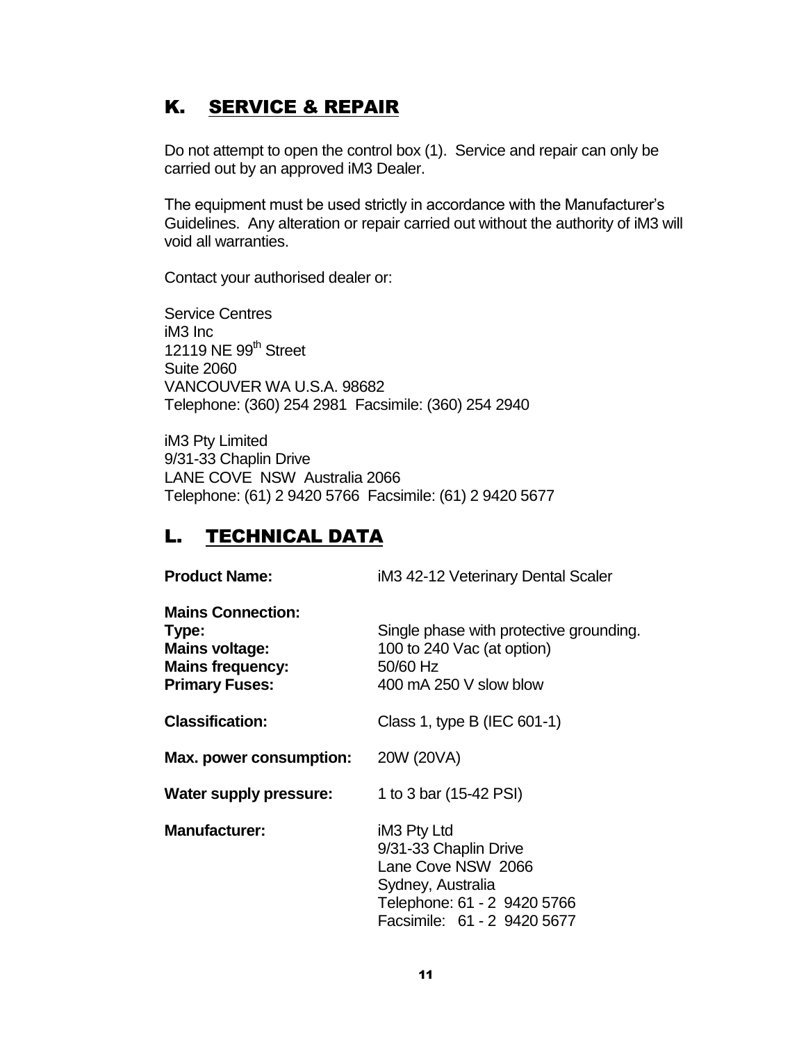## K. SERVICE & REPAIR

Do not attempt to open the control box (1). Service and repair can only be carried out by an approved iM3 Dealer.

The equipment must be used strictly in accordance with the Manufacturer's Guidelines. Any alteration or repair carried out without the authority of iM3 will void all warranties.

Contact your authorised dealer or:

Service Centres
iM3 Inc
12119 NE 99th Street
Suite 2060
VANCOUVER WA U.S.A. 98682
Telephone: (360) 254 2981 Facsimile: (360) 254 2940

iM3 Pty Limited
9/31-33 Chaplin Drive
LANE COVE NSW Australia 2066
Telephone: (61) 2 9420 5766 Facsimile: (61) 2 9420 5677

## L. TECHNICAL DATA

**Product Name:** iM3 42-12 Veterinary Dental Scaler

**Mains Connection:**
**Type:** Single phase with protective grounding.
**Mains voltage:** 100 to 240 Vac (at option)
**Mains frequency:** 50/60 Hz
**Primary Fuses:** 400 mA 250 V slow blow

**Classification:** Class 1, type B (IEC 601-1)

**Max. power consumption:** 20W (20VA)

**Water supply pressure:** 1 to 3 bar (15-42 PSI)

**Manufacturer:** iM3 Pty Ltd
9/31-33 Chaplin Drive
Lane Cove NSW 2066
Sydney, Australia
Telephone: 61 - 2 9420 5766
Facsimile: 61 - 2 9420 5677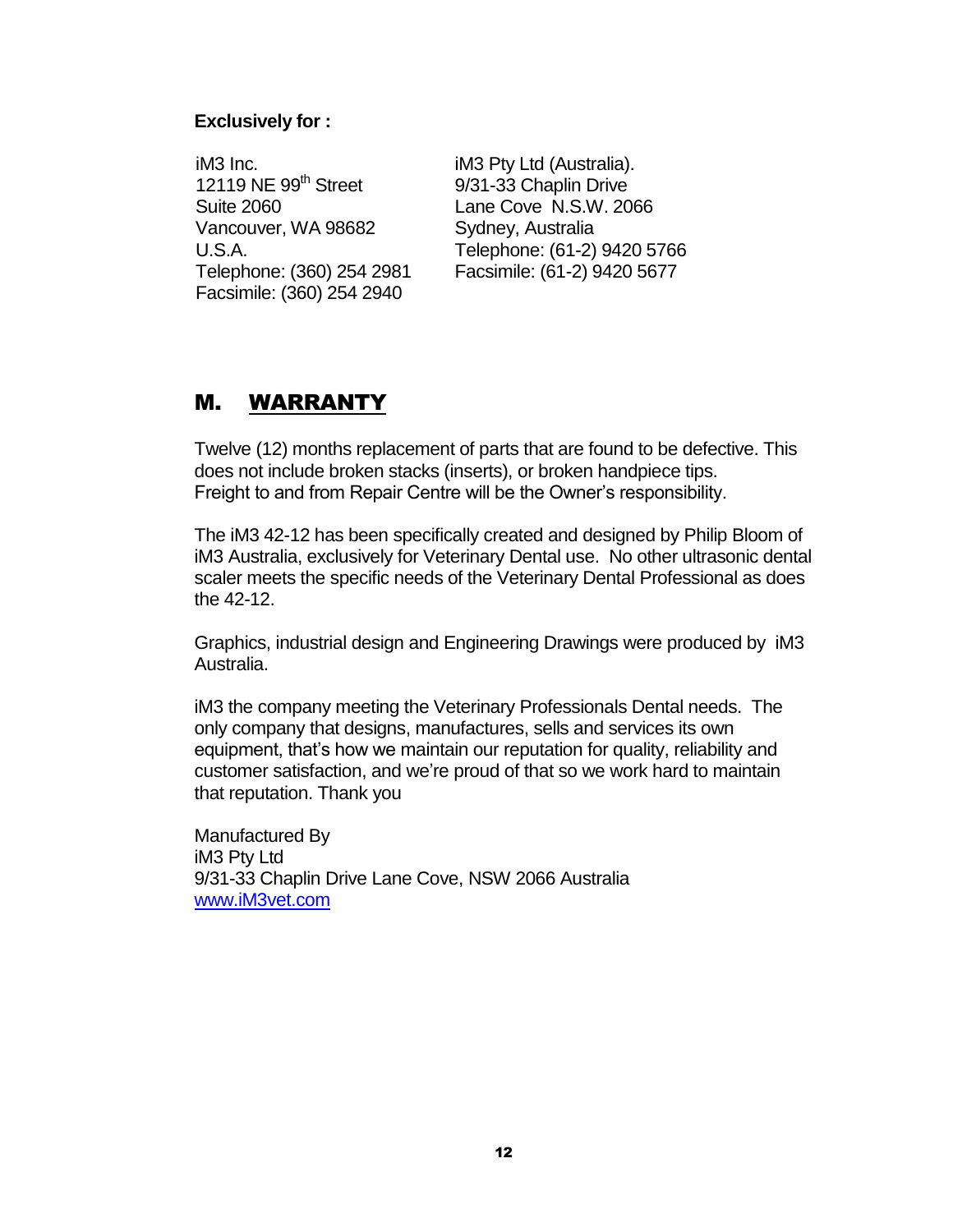**Exclusively for :**

iM3 Inc.
12119 NE 99th Street
Suite 2060
Vancouver, WA 98682
U.S.A.
Telephone: (360) 254 2981
Facsimile: (360) 254 2940

iM3 Pty Ltd (Australia).
9/31-33 Chaplin Drive
Lane Cove N.S.W. 2066
Sydney, Australia
Telephone: (61-2) 9420 5766
Facsimile: (61-2) 9420 5677

## M. WARRANTY

Twelve (12) months replacement of parts that are found to be defective. This does not include broken stacks (inserts), or broken handpiece tips.
Freight to and from Repair Centre will be the Owner's responsibility.

The iM3 42-12 has been specifically created and designed by Philip Bloom of iM3 Australia, exclusively for Veterinary Dental use. No other ultrasonic dental scaler meets the specific needs of the Veterinary Dental Professional as does the 42-12.

Graphics, industrial design and Engineering Drawings were produced by iM3 Australia.

iM3 the company meeting the Veterinary Professionals Dental needs. The only company that designs, manufactures, sells and services its own equipment, that's how we maintain our reputation for quality, reliability and customer satisfaction, and we're proud of that so we work hard to maintain that reputation. Thank you

Manufactured By
iM3 Pty Ltd
9/31-33 Chaplin Drive Lane Cove, NSW 2066 Australia
www.iM3vet.com